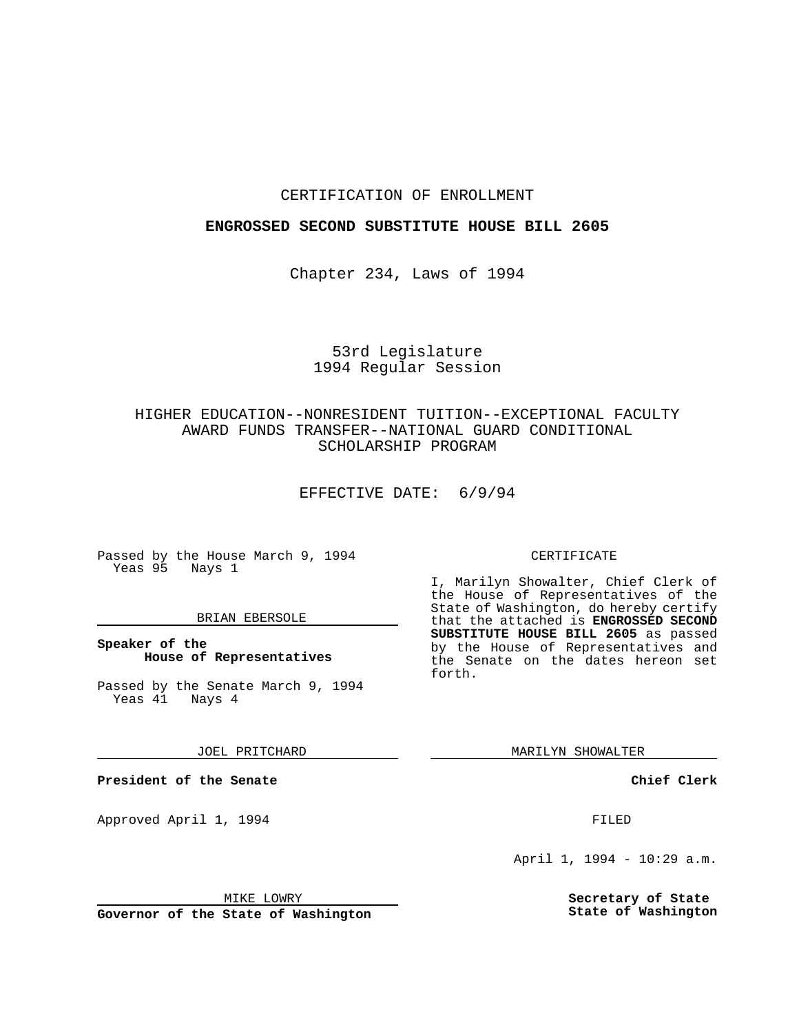CERTIFICATION OF ENROLLMENT

**ENGROSSED SECOND SUBSTITUTE HOUSE BILL 2605**

Chapter 234, Laws of 1994

53rd Legislature
1994 Regular Session

HIGHER EDUCATION--NONRESIDENT TUITION--EXCEPTIONAL FACULTY AWARD FUNDS TRANSFER--NATIONAL GUARD CONDITIONAL SCHOLARSHIP PROGRAM

EFFECTIVE DATE: 6/9/94

Passed by the House March 9, 1994
Yeas 95 Nays 1

BRIAN EBERSOLE

**Speaker of the House of Representatives**

Passed by the Senate March 9, 1994
Yeas 41 Nays 4

JOEL PRITCHARD

**President of the Senate**

Approved April 1, 1994

MIKE LOWRY

**Governor of the State of Washington**

CERTIFICATE

I, Marilyn Showalter, Chief Clerk of the House of Representatives of the State of Washington, do hereby certify that the attached is **ENGROSSED SECOND SUBSTITUTE HOUSE BILL 2605** as passed by the House of Representatives and the Senate on the dates hereon set forth.

MARILYN SHOWALTER

**Chief Clerk**

FILED

April 1, 1994 - 10:29 a.m.

**Secretary of State State of Washington**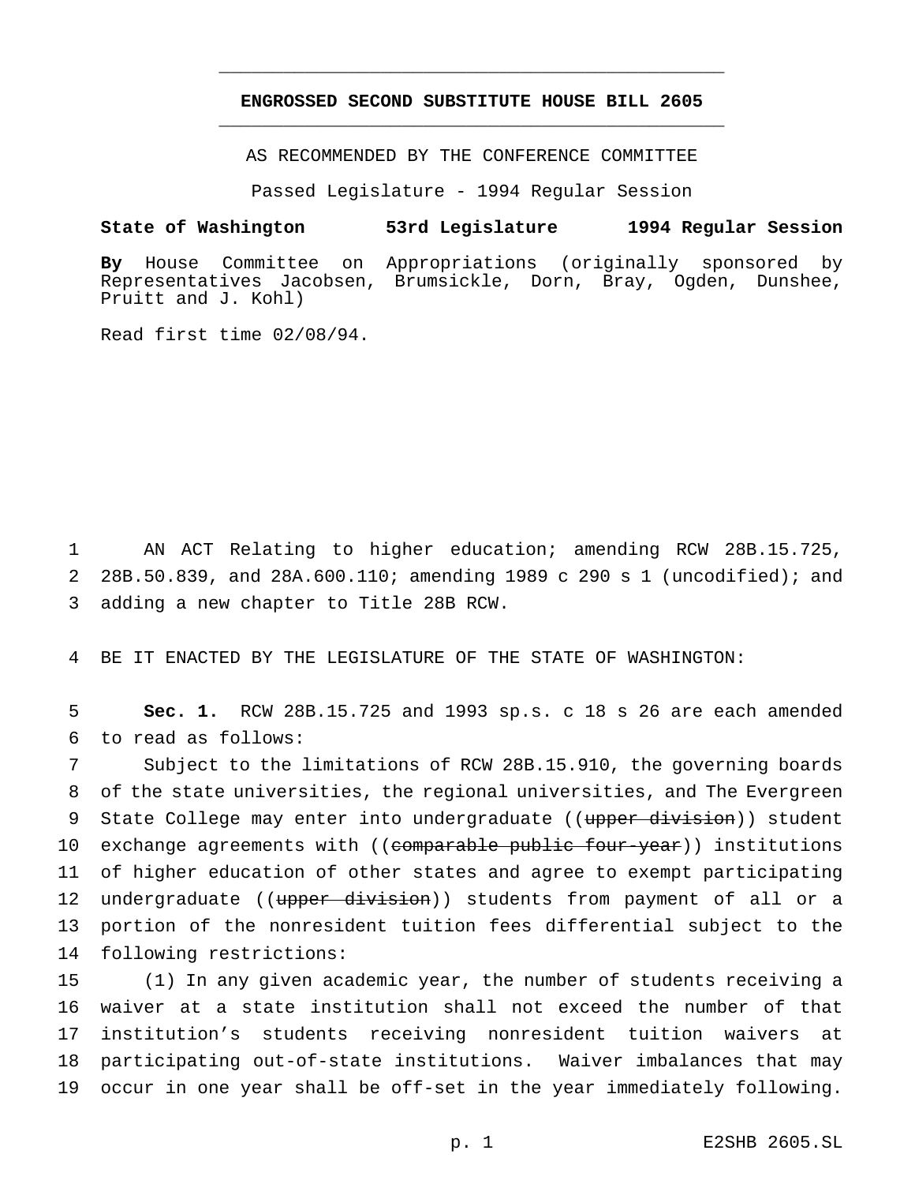**ENGROSSED SECOND SUBSTITUTE HOUSE BILL 2605**

AS RECOMMENDED BY THE CONFERENCE COMMITTEE

Passed Legislature - 1994 Regular Session

**State of Washington 53rd Legislature 1994 Regular Session**

**By** House Committee on Appropriations (originally sponsored by Representatives Jacobsen, Brumsickle, Dorn, Bray, Ogden, Dunshee, Pruitt and J. Kohl)

Read first time 02/08/94.

1 AN ACT Relating to higher education; amending RCW 28B.15.725, 2 28B.50.839, and 28A.600.110; amending 1989 c 290 s 1 (uncodified); and 3 adding a new chapter to Title 28B RCW.

4 BE IT ENACTED BY THE LEGISLATURE OF THE STATE OF WASHINGTON:

5 **Sec. 1.** RCW 28B.15.725 and 1993 sp.s. c 18 s 26 are each amended 6 to read as follows:

7 Subject to the limitations of RCW 28B.15.910, the governing boards 8 of the state universities, the regional universities, and The Evergreen 9 State College may enter into undergraduate ((~~upper division~~)) student 10 exchange agreements with ((~~comparable public four-year~~)) institutions 11 of higher education of other states and agree to exempt participating 12 undergraduate ((~~upper division~~)) students from payment of all or a 13 portion of the nonresident tuition fees differential subject to the 14 following restrictions:

15 (1) In any given academic year, the number of students receiving a 16 waiver at a state institution shall not exceed the number of that 17 institution's students receiving nonresident tuition waivers at 18 participating out-of-state institutions. Waiver imbalances that may 19 occur in one year shall be off-set in the year immediately following.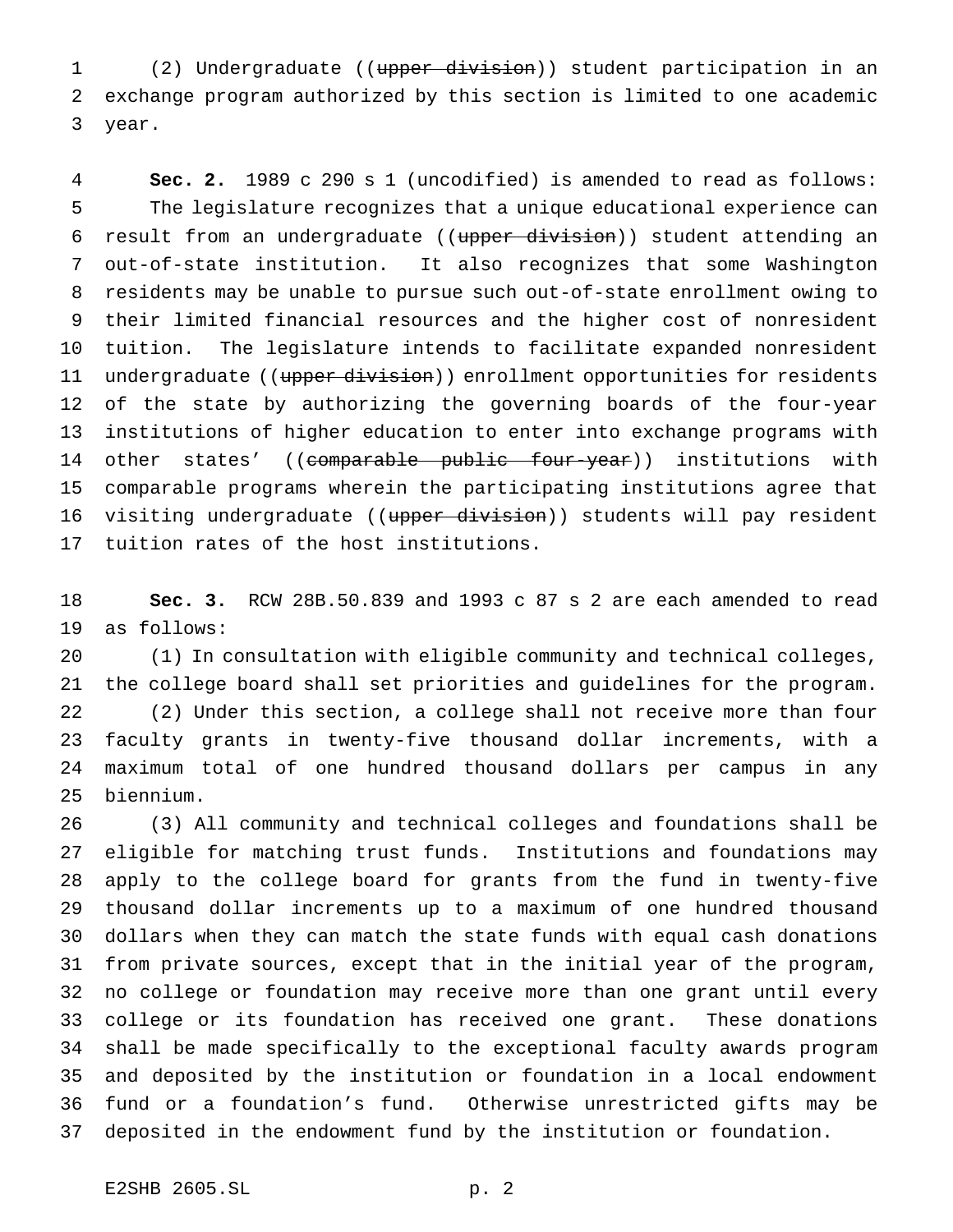(2) Undergraduate ((~~upper division~~)) student participation in an exchange program authorized by this section is limited to one academic year.

**Sec. 2.** 1989 c 290 s 1 (uncodified) is amended to read as follows:

The legislature recognizes that a unique educational experience can result from an undergraduate ((~~upper division~~)) student attending an out-of-state institution. It also recognizes that some Washington residents may be unable to pursue such out-of-state enrollment owing to their limited financial resources and the higher cost of nonresident tuition. The legislature intends to facilitate expanded nonresident undergraduate ((~~upper division~~)) enrollment opportunities for residents of the state by authorizing the governing boards of the four-year institutions of higher education to enter into exchange programs with other states' ((~~comparable public four-year~~)) institutions with comparable programs wherein the participating institutions agree that visiting undergraduate ((~~upper division~~)) students will pay resident tuition rates of the host institutions.

**Sec. 3.** RCW 28B.50.839 and 1993 c 87 s 2 are each amended to read as follows:

(1) In consultation with eligible community and technical colleges, the college board shall set priorities and guidelines for the program.

(2) Under this section, a college shall not receive more than four faculty grants in twenty-five thousand dollar increments, with a maximum total of one hundred thousand dollars per campus in any biennium.

(3) All community and technical colleges and foundations shall be eligible for matching trust funds. Institutions and foundations may apply to the college board for grants from the fund in twenty-five thousand dollar increments up to a maximum of one hundred thousand dollars when they can match the state funds with equal cash donations from private sources, except that in the initial year of the program, no college or foundation may receive more than one grant until every college or its foundation has received one grant. These donations shall be made specifically to the exceptional faculty awards program and deposited by the institution or foundation in a local endowment fund or a foundation's fund. Otherwise unrestricted gifts may be deposited in the endowment fund by the institution or foundation.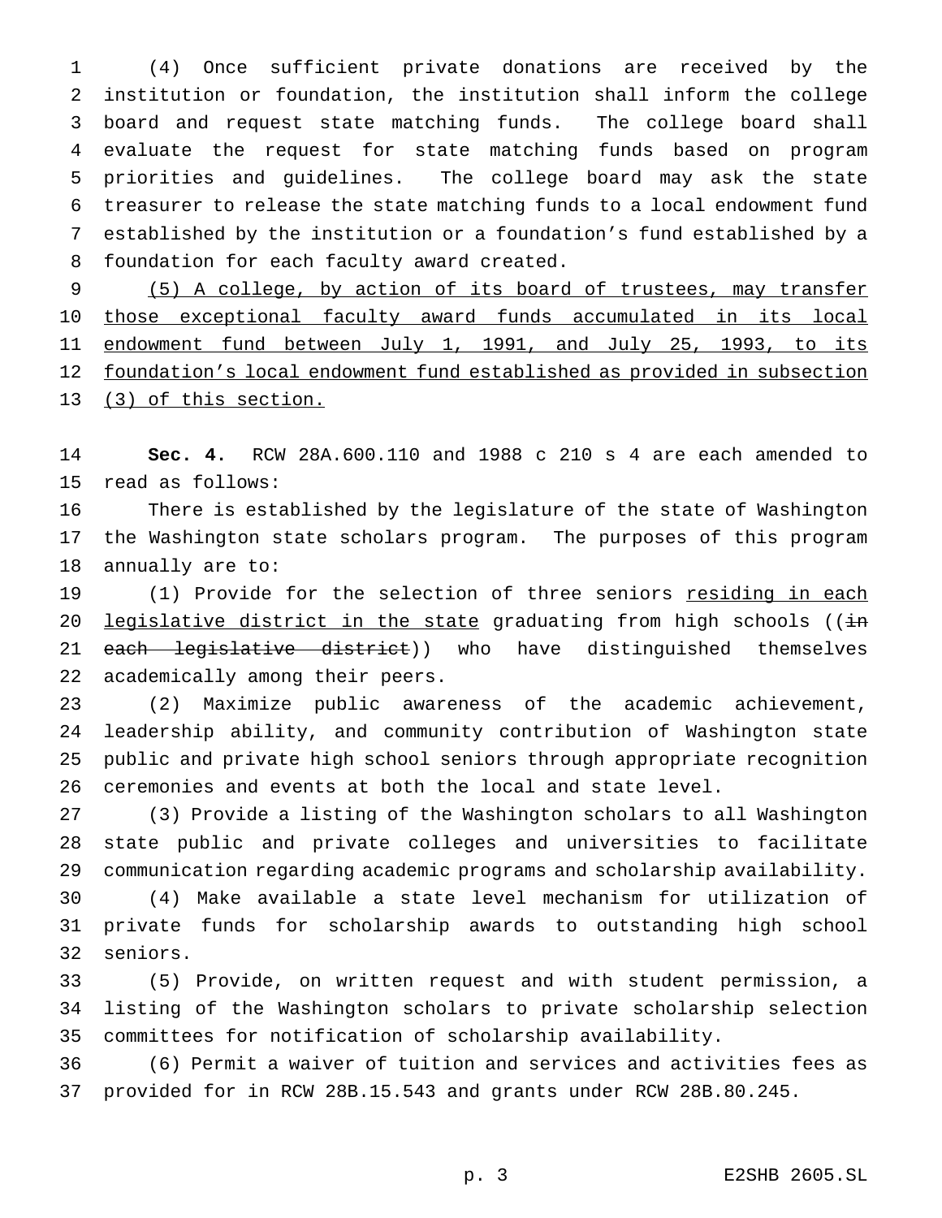(4) Once sufficient private donations are received by the institution or foundation, the institution shall inform the college board and request state matching funds. The college board shall evaluate the request for state matching funds based on program priorities and guidelines. The college board may ask the state treasurer to release the state matching funds to a local endowment fund established by the institution or a foundation's fund established by a foundation for each faculty award created.

(5) A college, by action of its board of trustees, may transfer those exceptional faculty award funds accumulated in its local endowment fund between July 1, 1991, and July 25, 1993, to its foundation's local endowment fund established as provided in subsection (3) of this section.

**Sec. 4.** RCW 28A.600.110 and 1988 c 210 s 4 are each amended to read as follows:

There is established by the legislature of the state of Washington the Washington state scholars program. The purposes of this program annually are to:

(1) Provide for the selection of three seniors residing in each legislative district in the state graduating from high schools ((~~in each legislative district~~)) who have distinguished themselves academically among their peers.

(2) Maximize public awareness of the academic achievement, leadership ability, and community contribution of Washington state public and private high school seniors through appropriate recognition ceremonies and events at both the local and state level.

(3) Provide a listing of the Washington scholars to all Washington state public and private colleges and universities to facilitate communication regarding academic programs and scholarship availability.

(4) Make available a state level mechanism for utilization of private funds for scholarship awards to outstanding high school seniors.

(5) Provide, on written request and with student permission, a listing of the Washington scholars to private scholarship selection committees for notification of scholarship availability.

(6) Permit a waiver of tuition and services and activities fees as provided for in RCW 28B.15.543 and grants under RCW 28B.80.245.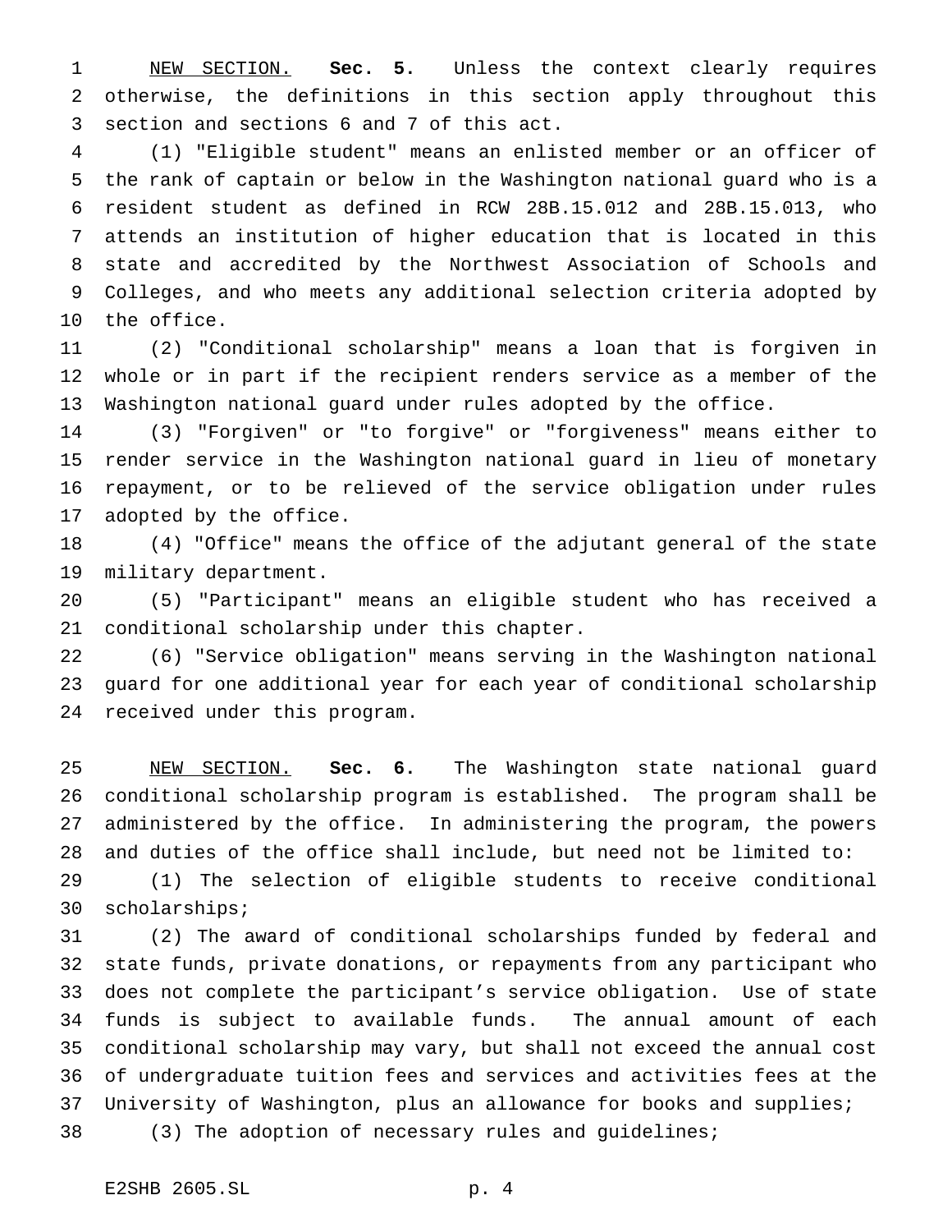NEW SECTION. **Sec. 5.** Unless the context clearly requires otherwise, the definitions in this section apply throughout this section and sections 6 and 7 of this act.

(1) "Eligible student" means an enlisted member or an officer of the rank of captain or below in the Washington national guard who is a resident student as defined in RCW 28B.15.012 and 28B.15.013, who attends an institution of higher education that is located in this state and accredited by the Northwest Association of Schools and Colleges, and who meets any additional selection criteria adopted by the office.

(2) "Conditional scholarship" means a loan that is forgiven in whole or in part if the recipient renders service as a member of the Washington national guard under rules adopted by the office.

(3) "Forgiven" or "to forgive" or "forgiveness" means either to render service in the Washington national guard in lieu of monetary repayment, or to be relieved of the service obligation under rules adopted by the office.

(4) "Office" means the office of the adjutant general of the state military department.

(5) "Participant" means an eligible student who has received a conditional scholarship under this chapter.

(6) "Service obligation" means serving in the Washington national guard for one additional year for each year of conditional scholarship received under this program.

NEW SECTION. **Sec. 6.** The Washington state national guard conditional scholarship program is established. The program shall be administered by the office. In administering the program, the powers and duties of the office shall include, but need not be limited to:

(1) The selection of eligible students to receive conditional scholarships;

(2) The award of conditional scholarships funded by federal and state funds, private donations, or repayments from any participant who does not complete the participant's service obligation. Use of state funds is subject to available funds. The annual amount of each conditional scholarship may vary, but shall not exceed the annual cost of undergraduate tuition fees and services and activities fees at the University of Washington, plus an allowance for books and supplies;

(3) The adoption of necessary rules and guidelines;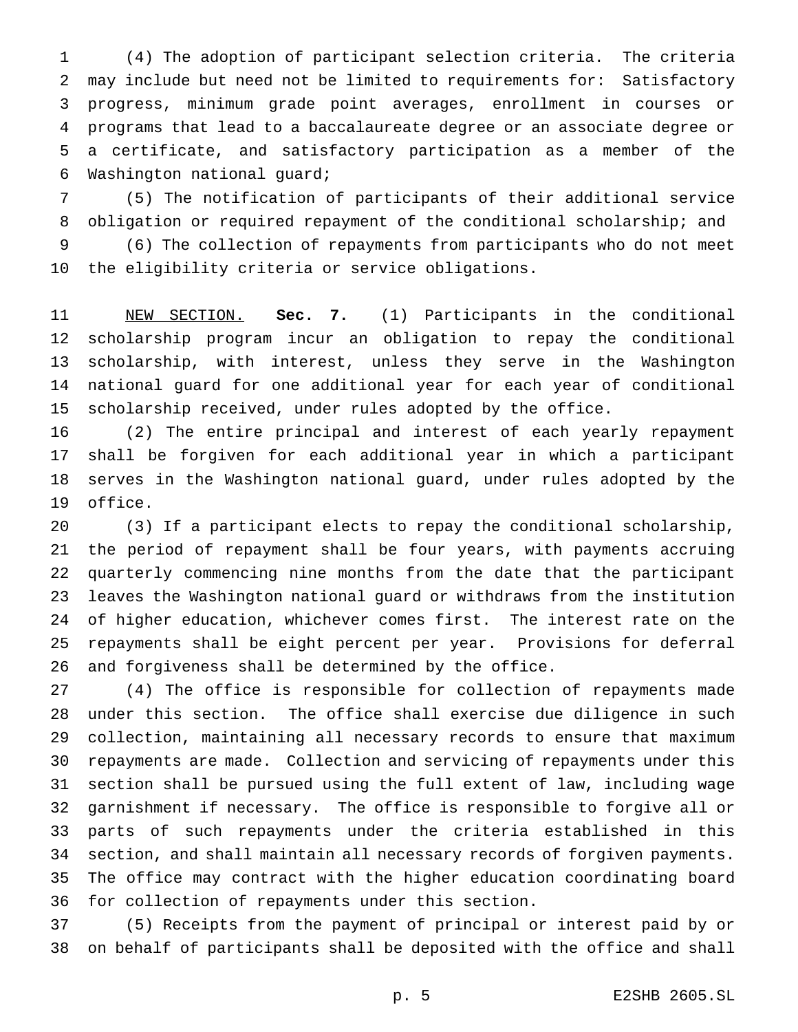(4) The adoption of participant selection criteria. The criteria may include but need not be limited to requirements for: Satisfactory progress, minimum grade point averages, enrollment in courses or programs that lead to a baccalaureate degree or an associate degree or a certificate, and satisfactory participation as a member of the Washington national guard;

(5) The notification of participants of their additional service obligation or required repayment of the conditional scholarship; and

(6) The collection of repayments from participants who do not meet the eligibility criteria or service obligations.

NEW SECTION. **Sec. 7.** (1) Participants in the conditional scholarship program incur an obligation to repay the conditional scholarship, with interest, unless they serve in the Washington national guard for one additional year for each year of conditional scholarship received, under rules adopted by the office.

(2) The entire principal and interest of each yearly repayment shall be forgiven for each additional year in which a participant serves in the Washington national guard, under rules adopted by the office.

(3) If a participant elects to repay the conditional scholarship, the period of repayment shall be four years, with payments accruing quarterly commencing nine months from the date that the participant leaves the Washington national guard or withdraws from the institution of higher education, whichever comes first. The interest rate on the repayments shall be eight percent per year. Provisions for deferral and forgiveness shall be determined by the office.

(4) The office is responsible for collection of repayments made under this section. The office shall exercise due diligence in such collection, maintaining all necessary records to ensure that maximum repayments are made. Collection and servicing of repayments under this section shall be pursued using the full extent of law, including wage garnishment if necessary. The office is responsible to forgive all or parts of such repayments under the criteria established in this section, and shall maintain all necessary records of forgiven payments. The office may contract with the higher education coordinating board for collection of repayments under this section.

(5) Receipts from the payment of principal or interest paid by or on behalf of participants shall be deposited with the office and shall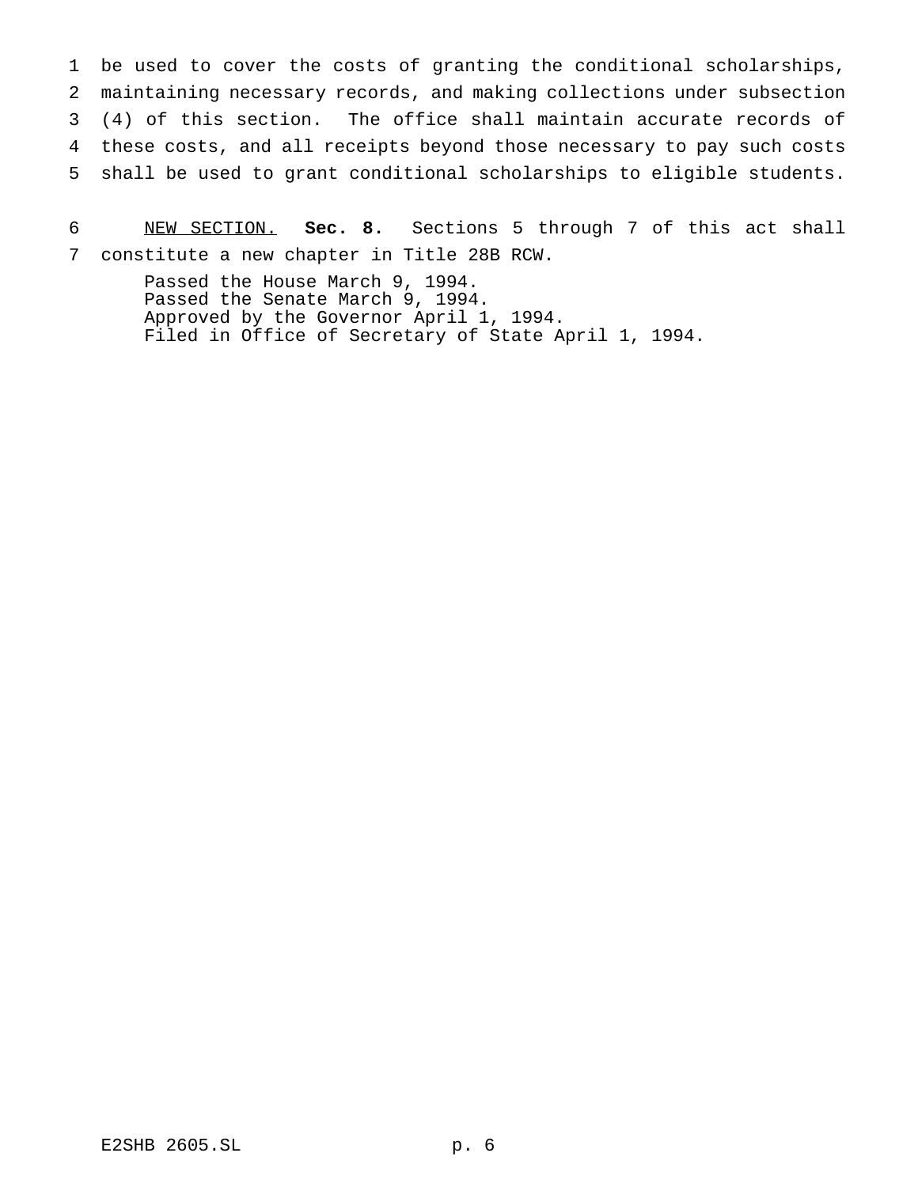be used to cover the costs of granting the conditional scholarships, maintaining necessary records, and making collections under subsection (4) of this section. The office shall maintain accurate records of these costs, and all receipts beyond those necessary to pay such costs shall be used to grant conditional scholarships to eligible students.

NEW SECTION. **Sec. 8.** Sections 5 through 7 of this act shall constitute a new chapter in Title 28B RCW.

Passed the House March 9, 1994.
Passed the Senate March 9, 1994.
Approved by the Governor April 1, 1994.
Filed in Office of Secretary of State April 1, 1994.